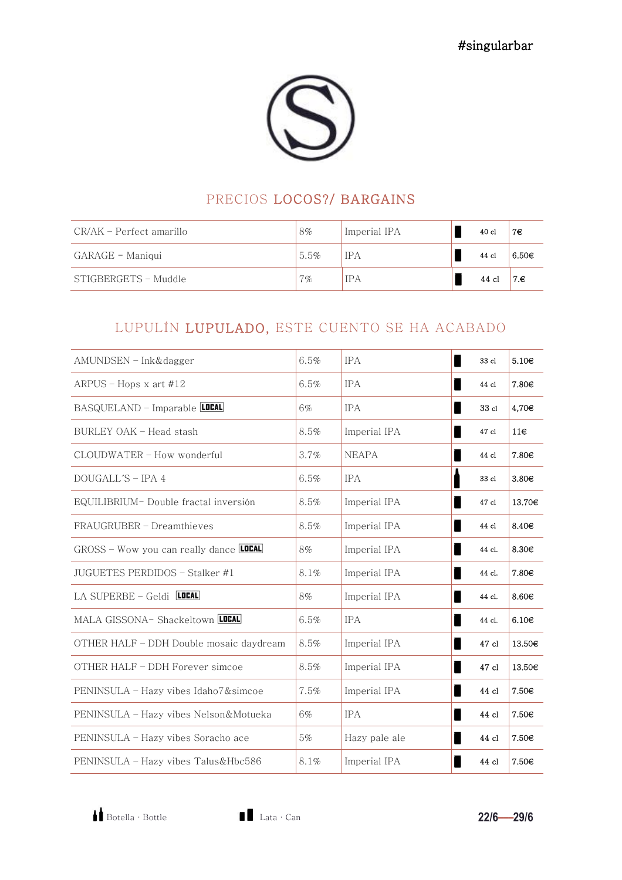#singularbar

## PRECIOS **LOCOS?/ BARGAINS**

| Cerveza | ABV | Estilo | Formato | Volumen | Precio |
|---|---|---|---|---|---|
| CR/AK – Perfect amarillo | 8% | Imperial IPA | Lata | 40 cl | 7€ |
| GARAGE – Maniqui | 5.5% | IPA | Lata | 44 cl | 6.50€ |
| STIGBERGETS – Muddle | 7% | IPA | Lata | 44 cl | 7.€ |

## LUPULÍN **LUPULADO,** ESTE CUENTO SE HA ACABADO

| Cerveza | ABV | Estilo | Formato | Volumen | Precio |
|---|---|---|---|---|---|
| AMUNDSEN – Ink&dagger | 6.5% | IPA | Lata | 33 cl | 5.10€ |
| ARPUS – Hops x art #12 | 6.5% | IPA | Lata | 44 cl | 7.80€ |
| BASQUELAND – Imparable LOCAL | 6% | IPA | Lata | 33 cl | 4,70€ |
| BURLEY OAK – Head stash | 8.5% | Imperial IPA | Lata | 47 cl | 11€ |
| CLOUDWATER – How wonderful | 3.7% | NEAPA | Lata | 44 cl | 7.80€ |
| DOUGALL´S – IPA 4 | 6.5% | IPA | Botella | 33 cl | 3.80€ |
| EQUILIBRIUM– Double fractal inversión | 8.5% | Imperial IPA | Lata | 47 cl | 13.70€ |
| FRAUGRUBER – Dreamthieves | 8.5% | Imperial IPA | Lata | 44 cl | 8.40€ |
| GROSS – Wow you can really dance LOCAL | 8% | Imperial IPA | Lata | 44 cl. | 8.30€ |
| JUGUETES PERDIDOS – Stalker #1 | 8.1% | Imperial IPA | Lata | 44 cl. | 7.80€ |
| LA SUPERBE – Geldi LOCAL | 8% | Imperial IPA | Lata | 44 cl. | 8.60€ |
| MALA GISSONA– Shackeltown LOCAL | 6.5% | IPA | Lata | 44 cl. | 6.10€ |
| OTHER HALF – DDH Double mosaic daydream | 8.5% | Imperial IPA | Lata | 47 cl | 13.50€ |
| OTHER HALF – DDH Forever simcoe | 8.5% | Imperial IPA | Lata | 47 cl | 13.50€ |
| PENINSULA – Hazy vibes Idaho7&simcoe | 7.5% | Imperial IPA | Lata | 44 cl | 7.50€ |
| PENINSULA – Hazy vibes Nelson&Motueka | 6% | IPA | Lata | 44 cl | 7.50€ |
| PENINSULA – Hazy vibes Soracho ace | 5% | Hazy pale ale | Lata | 44 cl | 7.50€ |
| PENINSULA – Hazy vibes Talus&Hbc586 | 8.1% | Imperial IPA | Lata | 44 cl | 7.50€ |

Botella · Bottle    Lata · Can

**22/6—29/6**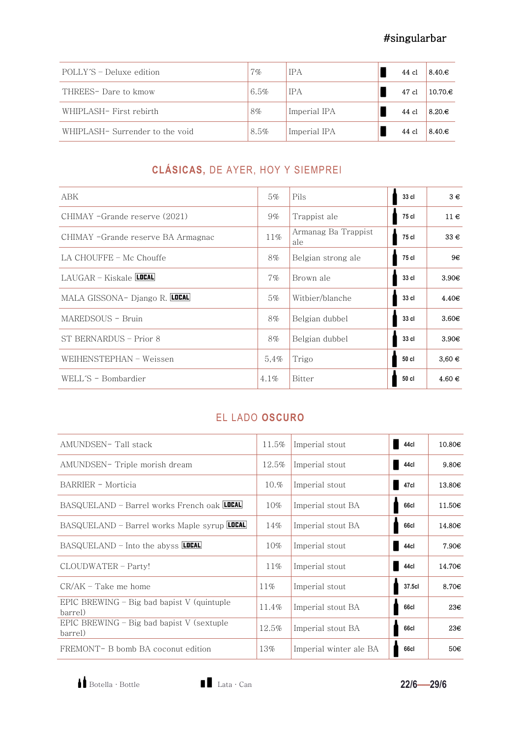#singularbar

| | | | | | |
|---|---|---|---|---|---|
| POLLY´S – Deluxe edition | 7% | IPA | ▮ | 44 cl | 8.40.€ |
| THREES- Dare to kmow | 6.5% | IPA | ▮ | 47 cl | 10.70.€ |
| WHIPLASH- First rebirth | 8% | Imperial IPA | ▮ | 44 cl | 8.20.€ |
| WHIPLASH- Surrender to the void | 8.5% | Imperial IPA | ▮ | 44 cl | 8.40.€ |

## **CLÁSICAS,** DE AYER, HOY Y SIEMPRE!

| | | | | | |
|---|---|---|---|---|---|
| ABK | 5% | Pils | | 33 cl | 3 € |
| CHIMAY -Grande reserve (2021) | 9% | Trappist ale | | 75 cl | 11 € |
| CHIMAY -Grande reserve BA Armagnac | 11% | Armanag Ba Trappist ale | | 75 cl | 33 € |
| LA CHOUFFE – Mc Chouffe | 8% | Belgian strong ale | | 75 cl | 9€ |
| LAUGAR – Kiskale LOCAL | 7% | Brown ale | | 33 cl | 3.90€ |
| MALA GISSONA- Django R. LOCAL | 5% | Witbier/blanche | | 33 cl | 4.40€ |
| MAREDSOUS - Bruin | 8% | Belgian dubbel | | 33 cl | 3.60€ |
| ST BERNARDUS – Prior 8 | 8% | Belgian dubbel | | 33 cl | 3.90€ |
| WEIHENSTEPHAN – Weissen | 5,4% | Trigo | | 50 cl | 3,60 € |
| WELL´S - Bombardier | 4.1% | Bitter | | 50 cl | 4.60 € |

## EL LADO **OSCURO**

| | | | | | |
|---|---|---|---|---|---|
| AMUNDSEN- Tall stack | 11.5% | Imperial stout | ▮ | 44cl | 10.80€ |
| AMUNDSEN- Triple morish dream | 12.5% | Imperial stout | ▮ | 44cl | 9.80€ |
| BARRIER - Morticia | 10.% | Imperial stout | ▮ | 47cl | 13.80€ |
| BASQUELAND – Barrel works French oak LOCAL | 10% | Imperial stout BA | | 66cl | 11.50€ |
| BASQUELAND – Barrel works Maple syrup LOCAL | 14% | Imperial stout BA | | 66cl | 14.80€ |
| BASQUELAND – Into the abyss LOCAL | 10% | Imperial stout | ▮ | 44cl | 7.90€ |
| CLOUDWATER – Party! | 11% | Imperial stout | ▮ | 44cl | 14.70€ |
| CR/AK – Take me home | 11% | Imperial stout | | 37.5cl | 8.70€ |
| EPIC BREWING – Big bad bapist V (quintuple barrel) | 11.4% | Imperial stout BA | | 66cl | 23€ |
| EPIC BREWING – Big bad bapist V (sextuple barrel) | 12.5% | Imperial stout BA | | 66cl | 23€ |
| FREMONT- B bomb BA coconut edition | 13% | Imperial winter ale BA | | 66cl | 50€ |

Botella · Bottle ▮ Lata · Can

22/6—29/6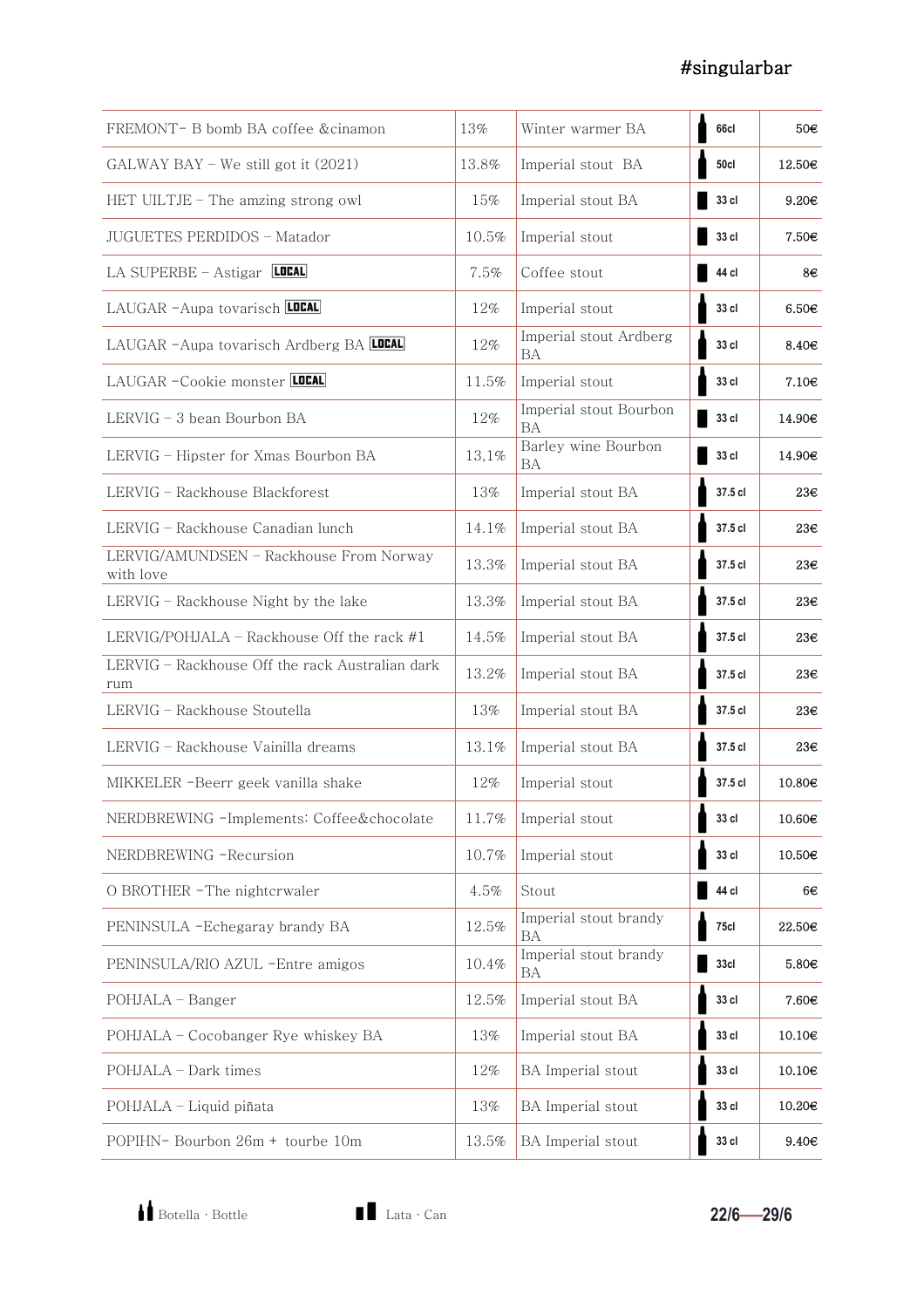| Beer | ABV | Style | Format | Size | Price |
|---|---|---|---|---|---|
| FREMONT- B bomb BA coffee &cinamon | 13% | Winter warmer BA | Bottle | 66cl | 50€ |
| GALWAY BAY – We still got it (2021) | 13.8% | Imperial stout BA | Bottle | 50cl | 12.50€ |
| HET UILTJE – The amzing strong owl | 15% | Imperial stout BA | Can | 33 cl | 9.20€ |
| JUGUETES PERDIDOS – Matador | 10.5% | Imperial stout | Can | 33 cl | 7.50€ |
| LA SUPERBE – Astigar LOCAL | 7.5% | Coffee stout | Can | 44 cl | 8€ |
| LAUGAR -Aupa tovarisch LOCAL | 12% | Imperial stout | Bottle | 33 cl | 6.50€ |
| LAUGAR -Aupa tovarisch Ardberg BA LOCAL | 12% | Imperial stout Ardberg BA | Bottle | 33 cl | 8.40€ |
| LAUGAR -Cookie monster LOCAL | 11.5% | Imperial stout | Bottle | 33 cl | 7.10€ |
| LERVIG – 3 bean Bourbon BA | 12% | Imperial stout Bourbon BA | Can | 33 cl | 14.90€ |
| LERVIG – Hipster for Xmas Bourbon BA | 13,1% | Barley wine Bourbon BA | Can | 33 cl | 14.90€ |
| LERVIG – Rackhouse Blackforest | 13% | Imperial stout BA | Bottle | 37.5 cl | 23€ |
| LERVIG – Rackhouse Canadian lunch | 14.1% | Imperial stout BA | Bottle | 37.5 cl | 23€ |
| LERVIG/AMUNDSEN – Rackhouse From Norway with love | 13.3% | Imperial stout BA | Bottle | 37.5 cl | 23€ |
| LERVIG – Rackhouse Night by the lake | 13.3% | Imperial stout BA | Bottle | 37.5 cl | 23€ |
| LERVIG/POHJALA – Rackhouse Off the rack #1 | 14.5% | Imperial stout BA | Bottle | 37.5 cl | 23€ |
| LERVIG – Rackhouse Off the rack Australian dark rum | 13.2% | Imperial stout BA | Bottle | 37.5 cl | 23€ |
| LERVIG – Rackhouse Stoutella | 13% | Imperial stout BA | Bottle | 37.5 cl | 23€ |
| LERVIG – Rackhouse Vainilla dreams | 13.1% | Imperial stout BA | Bottle | 37.5 cl | 23€ |
| MIKKELER -Beerr geek vanilla shake | 12% | Imperial stout | Bottle | 37.5 cl | 10.80€ |
| NERDBREWING -Implements: Coffee&chocolate | 11.7% | Imperial stout | Bottle | 33 cl | 10.60€ |
| NERDBREWING -Recursion | 10.7% | Imperial stout | Bottle | 33 cl | 10.50€ |
| O BROTHER -The nightcrwaler | 4.5% | Stout | Can | 44 cl | 6€ |
| PENINSULA -Echegaray brandy BA | 12.5% | Imperial stout brandy BA | Bottle | 75cl | 22.50€ |
| PENINSULA/RIO AZUL -Entre amigos | 10.4% | Imperial stout brandy BA | Can | 33cl | 5.80€ |
| POHJALA – Banger | 12.5% | Imperial stout BA | Bottle | 33 cl | 7.60€ |
| POHJALA – Cocobanger Rye whiskey BA | 13% | Imperial stout BA | Bottle | 33 cl | 10.10€ |
| POHJALA – Dark times | 12% | BA Imperial stout | Bottle | 33 cl | 10.10€ |
| POHJALA – Liquid piñata | 13% | BA Imperial stout | Bottle | 33 cl | 10.20€ |
| POPIHN- Bourbon 26m + tourbe 10m | 13.5% | BA Imperial stout | Bottle | 33 cl | 9.40€ |

Botella · Bottle    Lata · Can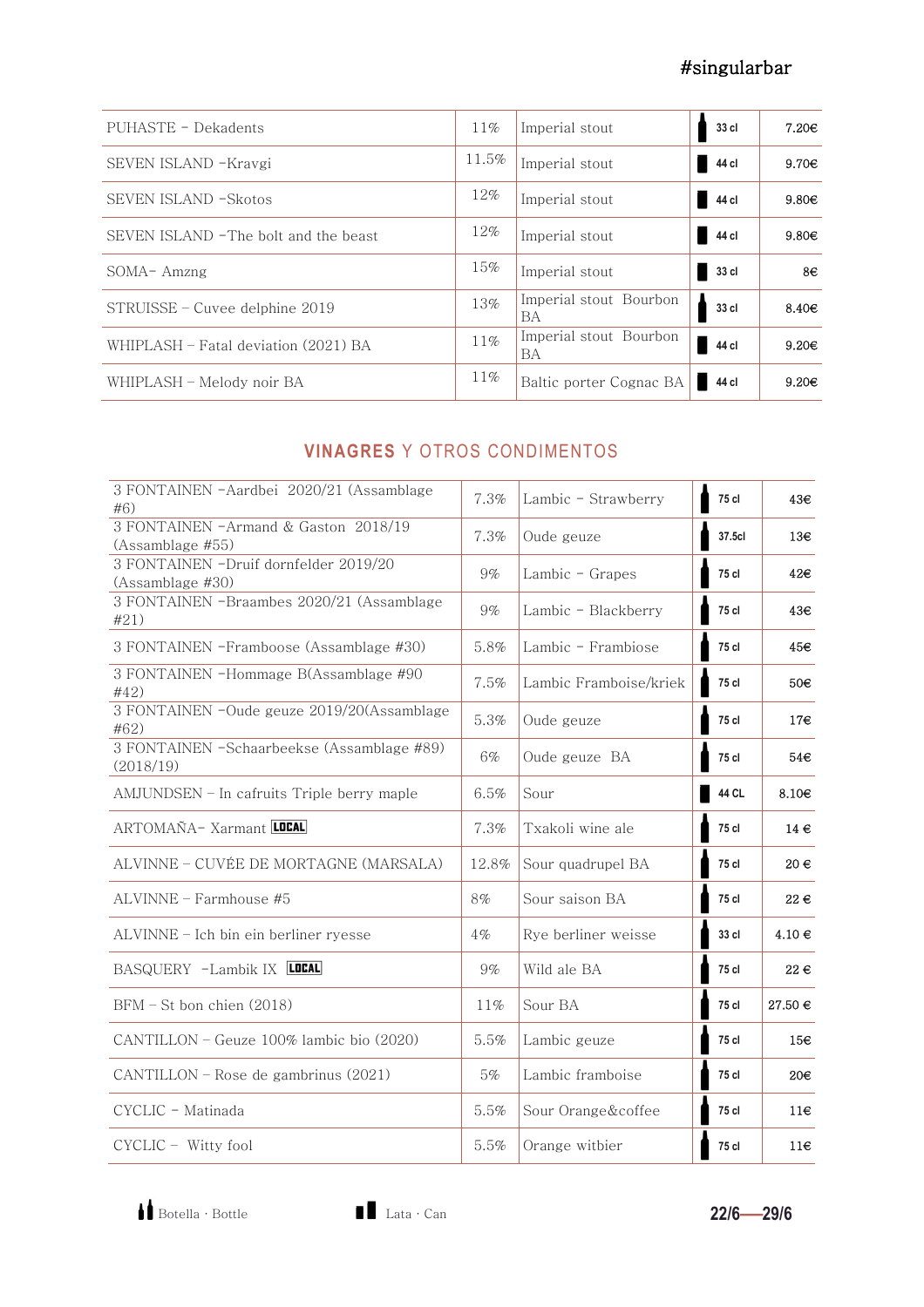#singularbar

| | | | | |
|---|---|---|---|---|
| PUHASTE - Dekadents | 11% | Imperial stout | 33 cl | 7.20€ |
| SEVEN ISLAND -Kravgi | 11.5% | Imperial stout | 44 cl | 9.70€ |
| SEVEN ISLAND -Skotos | 12% | Imperial stout | 44 cl | 9.80€ |
| SEVEN ISLAND -The bolt and the beast | 12% | Imperial stout | 44 cl | 9.80€ |
| SOMA- Amzng | 15% | Imperial stout | 33 cl | 8€ |
| STRUISSE - Cuvee delphine 2019 | 13% | Imperial stout Bourbon BA | 33 cl | 8.40€ |
| WHIPLASH – Fatal deviation (2021) BA | 11% | Imperial stout Bourbon BA | 44 cl | 9.20€ |
| WHIPLASH – Melody noir BA | 11% | Baltic porter Cognac BA | 44 cl | 9.20€ |

## VINAGRES Y OTROS CONDIMENTOS

| | | | | |
|---|---|---|---|---|
| 3 FONTAINEN -Aardbei 2020/21 (Assamblage #6) | 7.3% | Lambic - Strawberry | 75 cl | 43€ |
| 3 FONTAINEN -Armand & Gaston 2018/19 (Assamblage #55) | 7.3% | Oude geuze | 37.5cl | 13€ |
| 3 FONTAINEN -Druif dornfelder 2019/20 (Assamblage #30) | 9% | Lambic - Grapes | 75 cl | 42€ |
| 3 FONTAINEN -Braambes 2020/21 (Assamblage #21) | 9% | Lambic - Blackberry | 75 cl | 43€ |
| 3 FONTAINEN -Framboose (Assamblage #30) | 5.8% | Lambic - Frambiose | 75 cl | 45€ |
| 3 FONTAINEN -Hommage B(Assamblage #90 #42) | 7.5% | Lambic Framboise/kriek | 75 cl | 50€ |
| 3 FONTAINEN -Oude geuze 2019/20(Assamblage #62) | 5.3% | Oude geuze | 75 cl | 17€ |
| 3 FONTAINEN -Schaarbeekse (Assamblage #89) (2018/19) | 6% | Oude geuze BA | 75 cl | 54€ |
| AMJUNDSEN – In cafruits Triple berry maple | 6.5% | Sour | 44 CL | 8.10€ |
| ARTOMAÑA- Xarmant LOCAL | 7.3% | Txakoli wine ale | 75 cl | 14 € |
| ALVINNE – CUVÉE DE MORTAGNE (MARSALA) | 12.8% | Sour quadrupel BA | 75 cl | 20 € |
| ALVINNE – Farmhouse #5 | 8% | Sour saison BA | 75 cl | 22 € |
| ALVINNE – Ich bin ein berliner ryesse | 4% | Rye berliner weisse | 33 cl | 4.10 € |
| BASQUERY -Lambik IX LOCAL | 9% | Wild ale BA | 75 cl | 22 € |
| BFM – St bon chien (2018) | 11% | Sour BA | 75 cl | 27.50 € |
| CANTILLON – Geuze 100% lambic bio (2020) | 5.5% | Lambic geuze | 75 cl | 15€ |
| CANTILLON – Rose de gambrinus (2021) | 5% | Lambic framboise | 75 cl | 20€ |
| CYCLIC - Matinada | 5.5% | Sour Orange&coffee | 75 cl | 11€ |
| CYCLIC - Witty fool | 5.5% | Orange witbier | 75 cl | 11€ |

Botella · Bottle    Lata · Can

22/6—29/6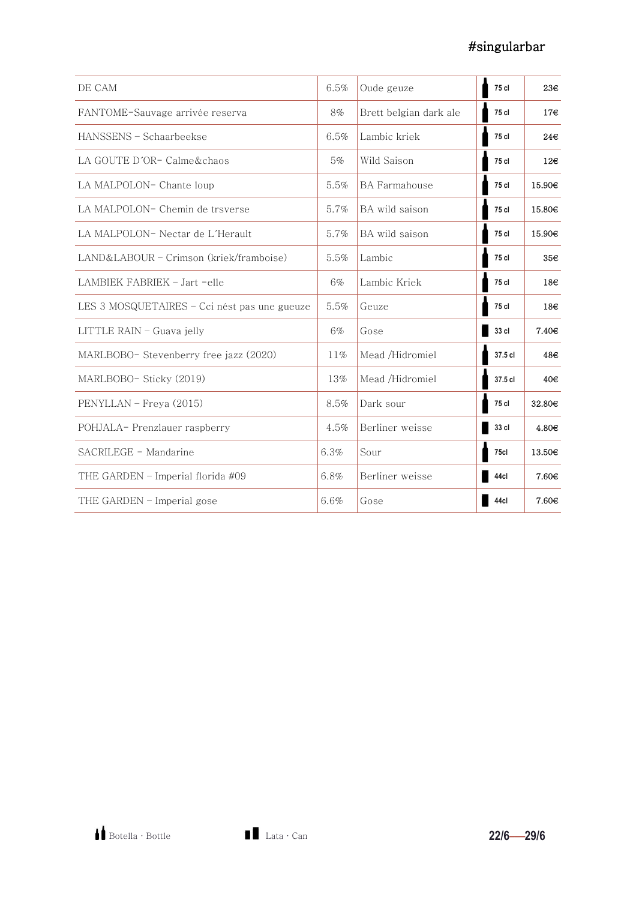| | | | | |
|---|---|---|---|---|
| DE CAM | 6.5% | Oude geuze | 75 cl | 23€ |
| FANTOME-Sauvage arrivée reserva | 8% | Brett belgian dark ale | 75 cl | 17€ |
| HANSSENS – Schaarbeekse | 6.5% | Lambic kriek | 75 cl | 24€ |
| LA GOUTE D´OR- Calme&chaos | 5% | Wild Saison | 75 cl | 12€ |
| LA MALPOLON- Chante loup | 5.5% | BA Farmahouse | 75 cl | 15.90€ |
| LA MALPOLON- Chemin de trsverse | 5.7% | BA wild saison | 75 cl | 15.80€ |
| LA MALPOLON- Nectar de L´Herault | 5.7% | BA wild saison | 75 cl | 15.90€ |
| LAND&LABOUR – Crimson (kriek/framboise) | 5.5% | Lambic | 75 cl | 35€ |
| LAMBIEK FABRIEK – Jart -elle | 6% | Lambic Kriek | 75 cl | 18€ |
| LES 3 MOSQUETAIRES – Cci nést pas une gueuze | 5.5% | Geuze | 75 cl | 18€ |
| LITTLE RAIN – Guava jelly | 6% | Gose | 33 cl | 7.40€ |
| MARLBOBO- Stevenberry free jazz (2020) | 11% | Mead /Hidromiel | 37.5 cl | 48€ |
| MARLBOBO- Sticky (2019) | 13% | Mead /Hidromiel | 37.5 cl | 40€ |
| PENYLLAN – Freya (2015) | 8.5% | Dark sour | 75 cl | 32.80€ |
| POHJALA- Prenzlauer raspberry | 4.5% | Berliner weisse | 33 cl | 4.80€ |
| SACRILEGE - Mandarine | 6.3% | Sour | 75cl | 13.50€ |
| THE GARDEN – Imperial florida #09 | 6.8% | Berliner weisse | 44cl | 7.60€ |
| THE GARDEN – Imperial gose | 6.6% | Gose | 44cl | 7.60€ |

Botella · Bottle    Lata · Can

22/6—29/6